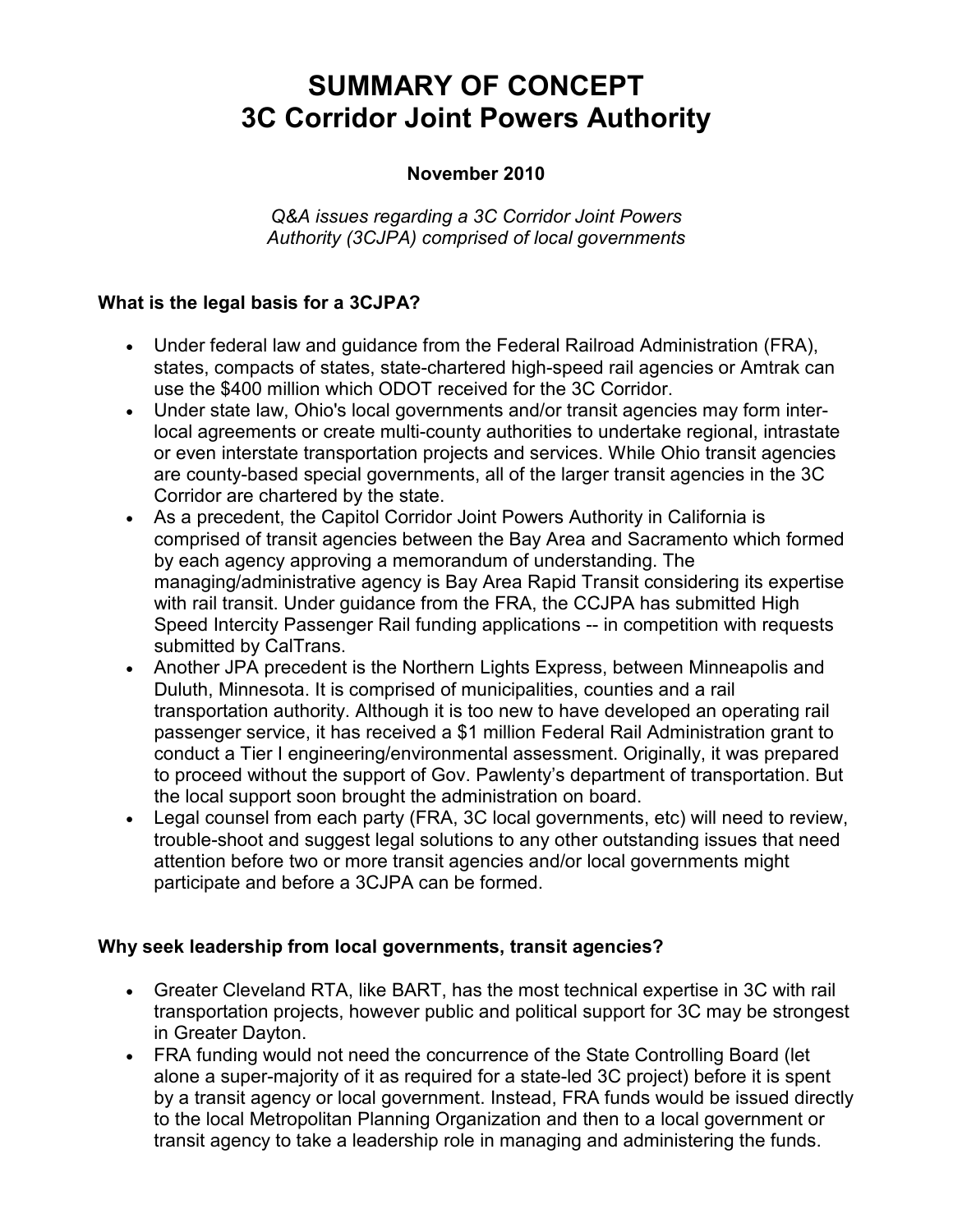# SUMMARY OF CONCEPT
# 3C Corridor Joint Powers Authority

**November 2010**

*Q&A issues regarding a 3C Corridor Joint Powers Authority (3CJPA) comprised of local governments*

### What is the legal basis for a 3CJPA?

- Under federal law and guidance from the Federal Railroad Administration (FRA), states, compacts of states, state-chartered high-speed rail agencies or Amtrak can use the $400 million which ODOT received for the 3C Corridor.
- Under state law, Ohio's local governments and/or transit agencies may form inter-local agreements or create multi-county authorities to undertake regional, intrastate or even interstate transportation projects and services. While Ohio transit agencies are county-based special governments, all of the larger transit agencies in the 3C Corridor are chartered by the state.
- As a precedent, the Capitol Corridor Joint Powers Authority in California is comprised of transit agencies between the Bay Area and Sacramento which formed by each agency approving a memorandum of understanding. The managing/administrative agency is Bay Area Rapid Transit considering its expertise with rail transit. Under guidance from the FRA, the CCJPA has submitted High Speed Intercity Passenger Rail funding applications -- in competition with requests submitted by CalTrans.
- Another JPA precedent is the Northern Lights Express, between Minneapolis and Duluth, Minnesota. It is comprised of municipalities, counties and a rail transportation authority. Although it is too new to have developed an operating rail passenger service, it has received a $1 million Federal Rail Administration grant to conduct a Tier I engineering/environmental assessment. Originally, it was prepared to proceed without the support of Gov. Pawlenty's department of transportation. But the local support soon brought the administration on board.
- Legal counsel from each party (FRA, 3C local governments, etc) will need to review, trouble-shoot and suggest legal solutions to any other outstanding issues that need attention before two or more transit agencies and/or local governments might participate and before a 3CJPA can be formed.

### Why seek leadership from local governments, transit agencies?

- Greater Cleveland RTA, like BART, has the most technical expertise in 3C with rail transportation projects, however public and political support for 3C may be strongest in Greater Dayton.
- FRA funding would not need the concurrence of the State Controlling Board (let alone a super-majority of it as required for a state-led 3C project) before it is spent by a transit agency or local government. Instead, FRA funds would be issued directly to the local Metropolitan Planning Organization and then to a local government or transit agency to take a leadership role in managing and administering the funds.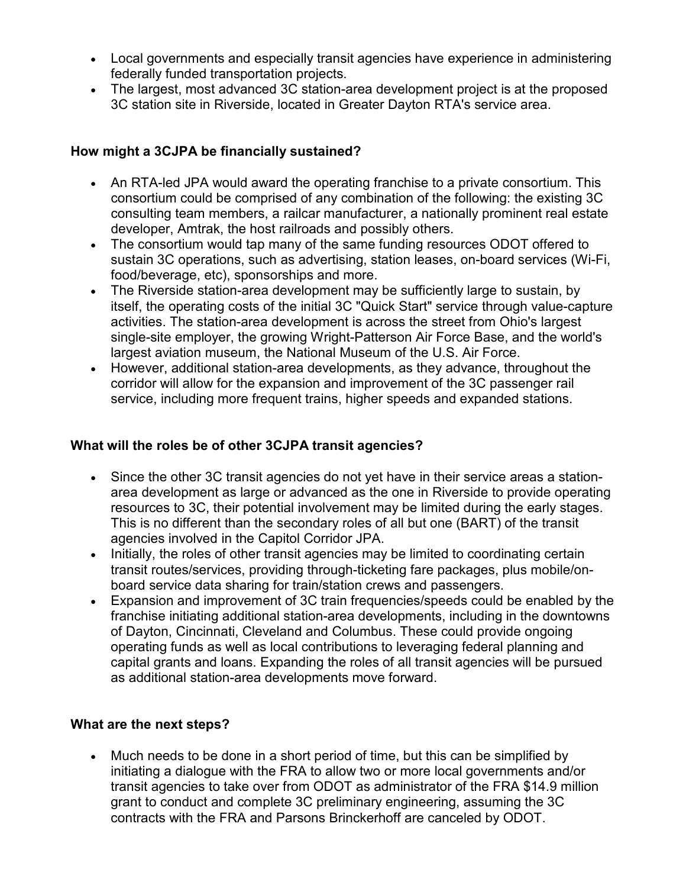- Local governments and especially transit agencies have experience in administering federally funded transportation projects.
- The largest, most advanced 3C station-area development project is at the proposed 3C station site in Riverside, located in Greater Dayton RTA's service area.

**How might a 3CJPA be financially sustained?**

- An RTA-led JPA would award the operating franchise to a private consortium. This consortium could be comprised of any combination of the following: the existing 3C consulting team members, a railcar manufacturer, a nationally prominent real estate developer, Amtrak, the host railroads and possibly others.
- The consortium would tap many of the same funding resources ODOT offered to sustain 3C operations, such as advertising, station leases, on-board services (Wi-Fi, food/beverage, etc), sponsorships and more.
- The Riverside station-area development may be sufficiently large to sustain, by itself, the operating costs of the initial 3C "Quick Start" service through value-capture activities. The station-area development is across the street from Ohio's largest single-site employer, the growing Wright-Patterson Air Force Base, and the world's largest aviation museum, the National Museum of the U.S. Air Force.
- However, additional station-area developments, as they advance, throughout the corridor will allow for the expansion and improvement of the 3C passenger rail service, including more frequent trains, higher speeds and expanded stations.

**What will the roles be of other 3CJPA transit agencies?**

- Since the other 3C transit agencies do not yet have in their service areas a station-area development as large or advanced as the one in Riverside to provide operating resources to 3C, their potential involvement may be limited during the early stages. This is no different than the secondary roles of all but one (BART) of the transit agencies involved in the Capitol Corridor JPA.
- Initially, the roles of other transit agencies may be limited to coordinating certain transit routes/services, providing through-ticketing fare packages, plus mobile/on-board service data sharing for train/station crews and passengers.
- Expansion and improvement of 3C train frequencies/speeds could be enabled by the franchise initiating additional station-area developments, including in the downtowns of Dayton, Cincinnati, Cleveland and Columbus. These could provide ongoing operating funds as well as local contributions to leveraging federal planning and capital grants and loans. Expanding the roles of all transit agencies will be pursued as additional station-area developments move forward.

**What are the next steps?**

- Much needs to be done in a short period of time, but this can be simplified by initiating a dialogue with the FRA to allow two or more local governments and/or transit agencies to take over from ODOT as administrator of the FRA $14.9 million grant to conduct and complete 3C preliminary engineering, assuming the 3C contracts with the FRA and Parsons Brinckerhoff are canceled by ODOT.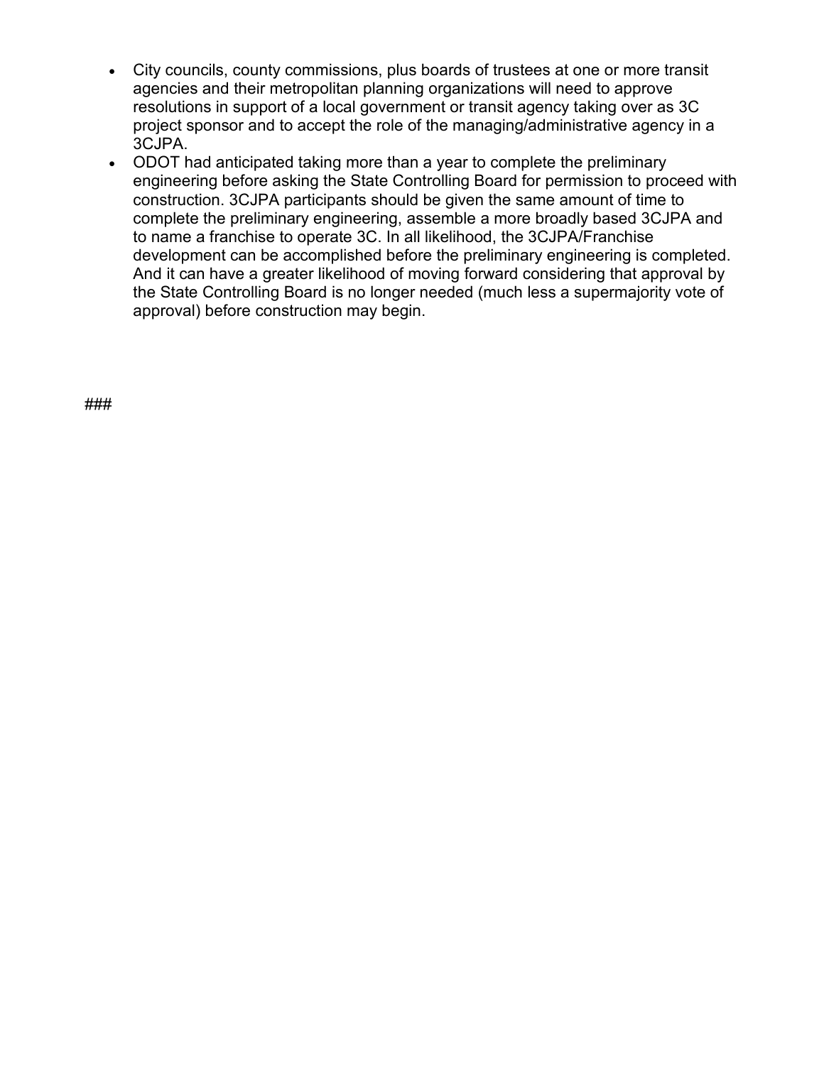- City councils, county commissions, plus boards of trustees at one or more transit agencies and their metropolitan planning organizations will need to approve resolutions in support of a local government or transit agency taking over as 3C project sponsor and to accept the role of the managing/administrative agency in a 3CJPA.
- ODOT had anticipated taking more than a year to complete the preliminary engineering before asking the State Controlling Board for permission to proceed with construction. 3CJPA participants should be given the same amount of time to complete the preliminary engineering, assemble a more broadly based 3CJPA and to name a franchise to operate 3C. In all likelihood, the 3CJPA/Franchise development can be accomplished before the preliminary engineering is completed. And it can have a greater likelihood of moving forward considering that approval by the State Controlling Board is no longer needed (much less a supermajority vote of approval) before construction may begin.

###